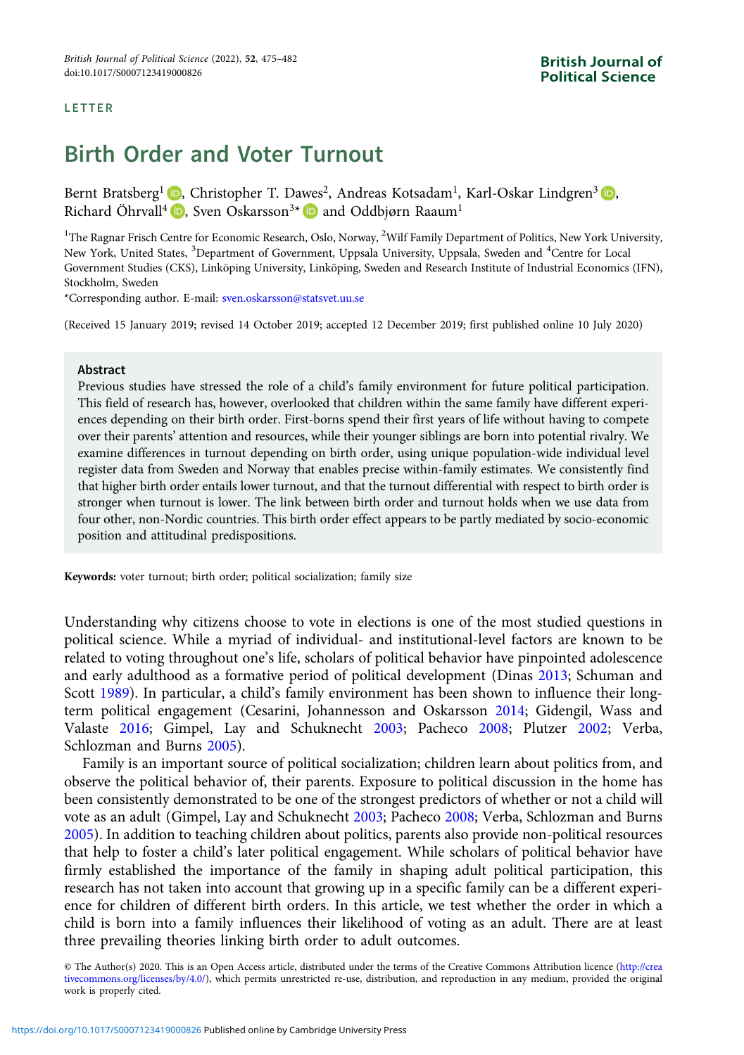LETTER

# Birth Order and Voter Turnout

Bernt Bratsberg[1], Christopher T. Dawes[2], Andreas Kotsadam[1], Karl-Oskar Lindgren[3], Richard Öhrvall[4], Sven Oskarsson[3]* and Oddbjørn Raaum[1]

[1]The Ragnar Frisch Centre for Economic Research, Oslo, Norway, [2]Wilf Family Department of Politics, New York University, New York, United States, [3]Department of Government, Uppsala University, Uppsala, Sweden and [4]Centre for Local Government Studies (CKS), Linköping University, Linköping, Sweden and Research Institute of Industrial Economics (IFN), Stockholm, Sweden

*Corresponding author. E-mail: sven.oskarsson@statsvet.uu.se

(Received 15 January 2019; revised 14 October 2019; accepted 12 December 2019; first published online 10 July 2020)

## Abstract

Previous studies have stressed the role of a child's family environment for future political participation. This field of research has, however, overlooked that children within the same family have different experiences depending on their birth order. First-borns spend their first years of life without having to compete over their parents' attention and resources, while their younger siblings are born into potential rivalry. We examine differences in turnout depending on birth order, using unique population-wide individual level register data from Sweden and Norway that enables precise within-family estimates. We consistently find that higher birth order entails lower turnout, and that the turnout differential with respect to birth order is stronger when turnout is lower. The link between birth order and turnout holds when we use data from four other, non-Nordic countries. This birth order effect appears to be partly mediated by socio-economic position and attitudinal predispositions.

**Keywords:** voter turnout; birth order; political socialization; family size

Understanding why citizens choose to vote in elections is one of the most studied questions in political science. While a myriad of individual- and institutional-level factors are known to be related to voting throughout one's life, scholars of political behavior have pinpointed adolescence and early adulthood as a formative period of political development (Dinas 2013; Schuman and Scott 1989). In particular, a child's family environment has been shown to influence their long-term political engagement (Cesarini, Johannesson and Oskarsson 2014; Gidengil, Wass and Valaste 2016; Gimpel, Lay and Schuknecht 2003; Pacheco 2008; Plutzer 2002; Verba, Schlozman and Burns 2005).

Family is an important source of political socialization; children learn about politics from, and observe the political behavior of, their parents. Exposure to political discussion in the home has been consistently demonstrated to be one of the strongest predictors of whether or not a child will vote as an adult (Gimpel, Lay and Schuknecht 2003; Pacheco 2008; Verba, Schlozman and Burns 2005). In addition to teaching children about politics, parents also provide non-political resources that help to foster a child's later political engagement. While scholars of political behavior have firmly established the importance of the family in shaping adult political participation, this research has not taken into account that growing up in a specific family can be a different experience for children of different birth orders. In this article, we test whether the order in which a child is born into a family influences their likelihood of voting as an adult. There are at least three prevailing theories linking birth order to adult outcomes.

© The Author(s) 2020. This is an Open Access article, distributed under the terms of the Creative Commons Attribution licence (http://creativecommons.org/licenses/by/4.0/), which permits unrestricted re-use, distribution, and reproduction in any medium, provided the original work is properly cited.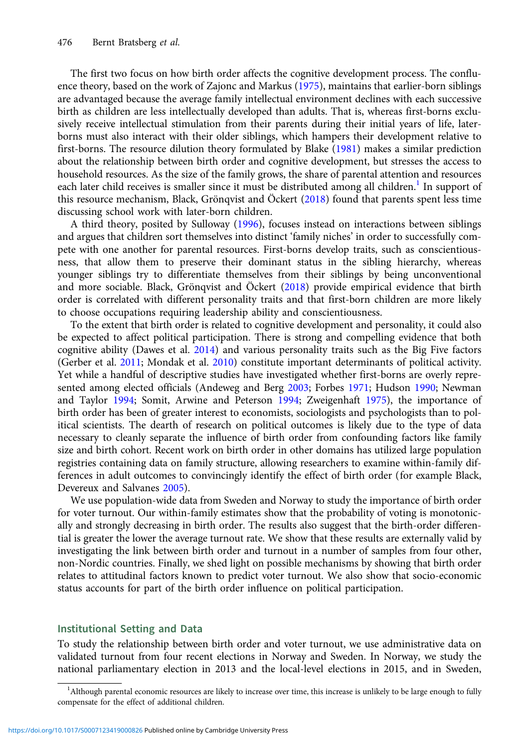The first two focus on how birth order affects the cognitive development process. The confluence theory, based on the work of Zajonc and Markus (1975), maintains that earlier-born siblings are advantaged because the average family intellectual environment declines with each successive birth as children are less intellectually developed than adults. That is, whereas first-borns exclusively receive intellectual stimulation from their parents during their initial years of life, later-borns must also interact with their older siblings, which hampers their development relative to first-borns. The resource dilution theory formulated by Blake (1981) makes a similar prediction about the relationship between birth order and cognitive development, but stresses the access to household resources. As the size of the family grows, the share of parental attention and resources each later child receives is smaller since it must be distributed among all children.[1] In support of this resource mechanism, Black, Grönqvist and Öckert (2018) found that parents spent less time discussing school work with later-born children.

A third theory, posited by Sulloway (1996), focuses instead on interactions between siblings and argues that children sort themselves into distinct 'family niches' in order to successfully compete with one another for parental resources. First-borns develop traits, such as conscientiousness, that allow them to preserve their dominant status in the sibling hierarchy, whereas younger siblings try to differentiate themselves from their siblings by being unconventional and more sociable. Black, Grönqvist and Öckert (2018) provide empirical evidence that birth order is correlated with different personality traits and that first-born children are more likely to choose occupations requiring leadership ability and conscientiousness.

To the extent that birth order is related to cognitive development and personality, it could also be expected to affect political participation. There is strong and compelling evidence that both cognitive ability (Dawes et al. 2014) and various personality traits such as the Big Five factors (Gerber et al. 2011; Mondak et al. 2010) constitute important determinants of political activity. Yet while a handful of descriptive studies have investigated whether first-borns are overly represented among elected officials (Andeweg and Berg 2003; Forbes 1971; Hudson 1990; Newman and Taylor 1994; Somit, Arwine and Peterson 1994; Zweigenhaft 1975), the importance of birth order has been of greater interest to economists, sociologists and psychologists than to political scientists. The dearth of research on political outcomes is likely due to the type of data necessary to cleanly separate the influence of birth order from confounding factors like family size and birth cohort. Recent work on birth order in other domains has utilized large population registries containing data on family structure, allowing researchers to examine within-family differences in adult outcomes to convincingly identify the effect of birth order (for example Black, Devereux and Salvanes 2005).

We use population-wide data from Sweden and Norway to study the importance of birth order for voter turnout. Our within-family estimates show that the probability of voting is monotonically and strongly decreasing in birth order. The results also suggest that the birth-order differential is greater the lower the average turnout rate. We show that these results are externally valid by investigating the link between birth order and turnout in a number of samples from four other, non-Nordic countries. Finally, we shed light on possible mechanisms by showing that birth order relates to attitudinal factors known to predict voter turnout. We also show that socio-economic status accounts for part of the birth order influence on political participation.

## Institutional Setting and Data

To study the relationship between birth order and voter turnout, we use administrative data on validated turnout from four recent elections in Norway and Sweden. In Norway, we study the national parliamentary election in 2013 and the local-level elections in 2015, and in Sweden,

[1] Although parental economic resources are likely to increase over time, this increase is unlikely to be large enough to fully compensate for the effect of additional children.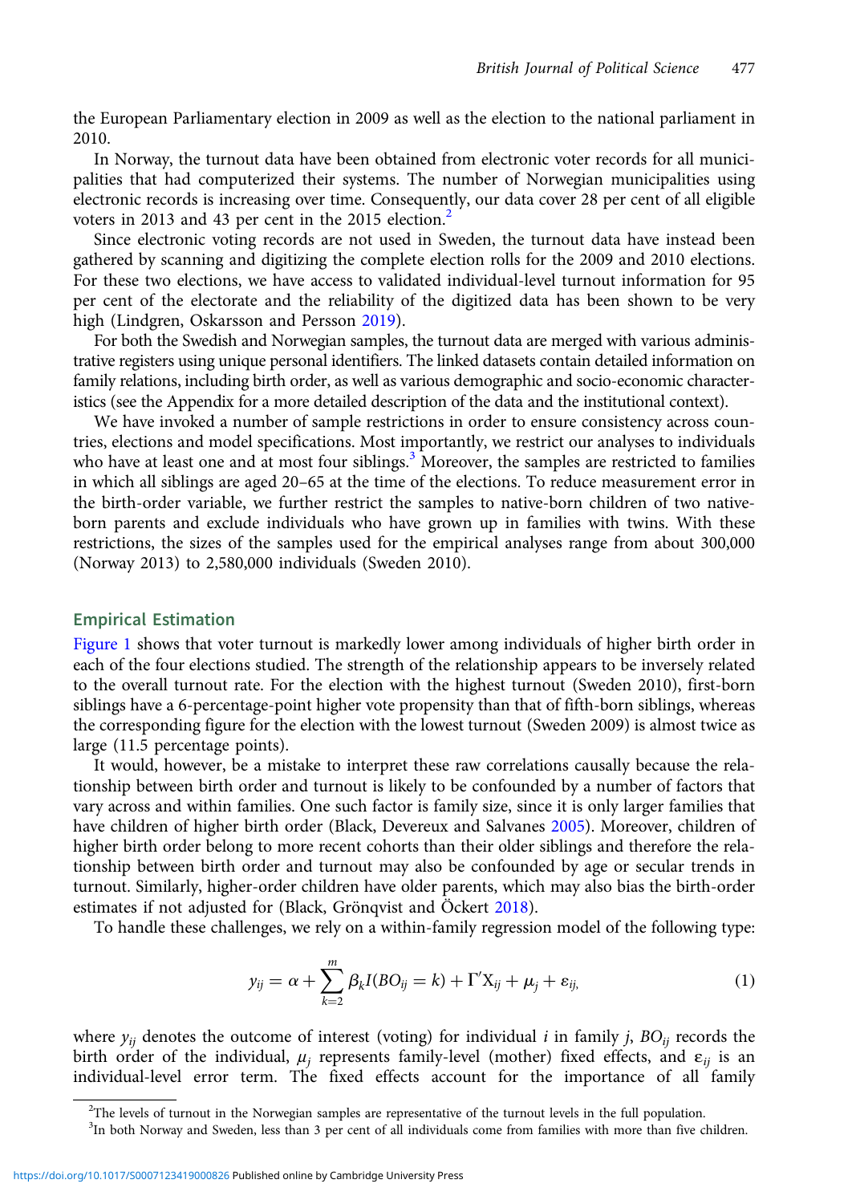the European Parliamentary election in 2009 as well as the election to the national parliament in 2010.

In Norway, the turnout data have been obtained from electronic voter records for all municipalities that had computerized their systems. The number of Norwegian municipalities using electronic records is increasing over time. Consequently, our data cover 28 per cent of all eligible voters in 2013 and 43 per cent in the 2015 election.[2]

Since electronic voting records are not used in Sweden, the turnout data have instead been gathered by scanning and digitizing the complete election rolls for the 2009 and 2010 elections. For these two elections, we have access to validated individual-level turnout information for 95 per cent of the electorate and the reliability of the digitized data has been shown to be very high (Lindgren, Oskarsson and Persson 2019).

For both the Swedish and Norwegian samples, the turnout data are merged with various administrative registers using unique personal identifiers. The linked datasets contain detailed information on family relations, including birth order, as well as various demographic and socio-economic characteristics (see the Appendix for a more detailed description of the data and the institutional context).

We have invoked a number of sample restrictions in order to ensure consistency across countries, elections and model specifications. Most importantly, we restrict our analyses to individuals who have at least one and at most four siblings.[3] Moreover, the samples are restricted to families in which all siblings are aged 20–65 at the time of the elections. To reduce measurement error in the birth-order variable, we further restrict the samples to native-born children of two native-born parents and exclude individuals who have grown up in families with twins. With these restrictions, the sizes of the samples used for the empirical analyses range from about 300,000 (Norway 2013) to 2,580,000 individuals (Sweden 2010).

## Empirical Estimation

Figure 1 shows that voter turnout is markedly lower among individuals of higher birth order in each of the four elections studied. The strength of the relationship appears to be inversely related to the overall turnout rate. For the election with the highest turnout (Sweden 2010), first-born siblings have a 6-percentage-point higher vote propensity than that of fifth-born siblings, whereas the corresponding figure for the election with the lowest turnout (Sweden 2009) is almost twice as large (11.5 percentage points).

It would, however, be a mistake to interpret these raw correlations causally because the relationship between birth order and turnout is likely to be confounded by a number of factors that vary across and within families. One such factor is family size, since it is only larger families that have children of higher birth order (Black, Devereux and Salvanes 2005). Moreover, children of higher birth order belong to more recent cohorts than their older siblings and therefore the relationship between birth order and turnout may also be confounded by age or secular trends in turnout. Similarly, higher-order children have older parents, which may also bias the birth-order estimates if not adjusted for (Black, Grönqvist and Öckert 2018).

To handle these challenges, we rely on a within-family regression model of the following type:

$$y_{ij} = \alpha + \sum_{k=2}^{m} \beta_k I(BO_{ij} = k) + \Gamma' X_{ij} + \mu_j + \varepsilon_{ij,} \tag{1}$$

where $y_{ij}$ denotes the outcome of interest (voting) for individual $i$ in family $j$, $BO_{ij}$ records the birth order of the individual, $\mu_j$ represents family-level (mother) fixed effects, and $\varepsilon_{ij}$ is an individual-level error term. The fixed effects account for the importance of all family

[2]The levels of turnout in the Norwegian samples are representative of the turnout levels in the full population.

[3]In both Norway and Sweden, less than 3 per cent of all individuals come from families with more than five children.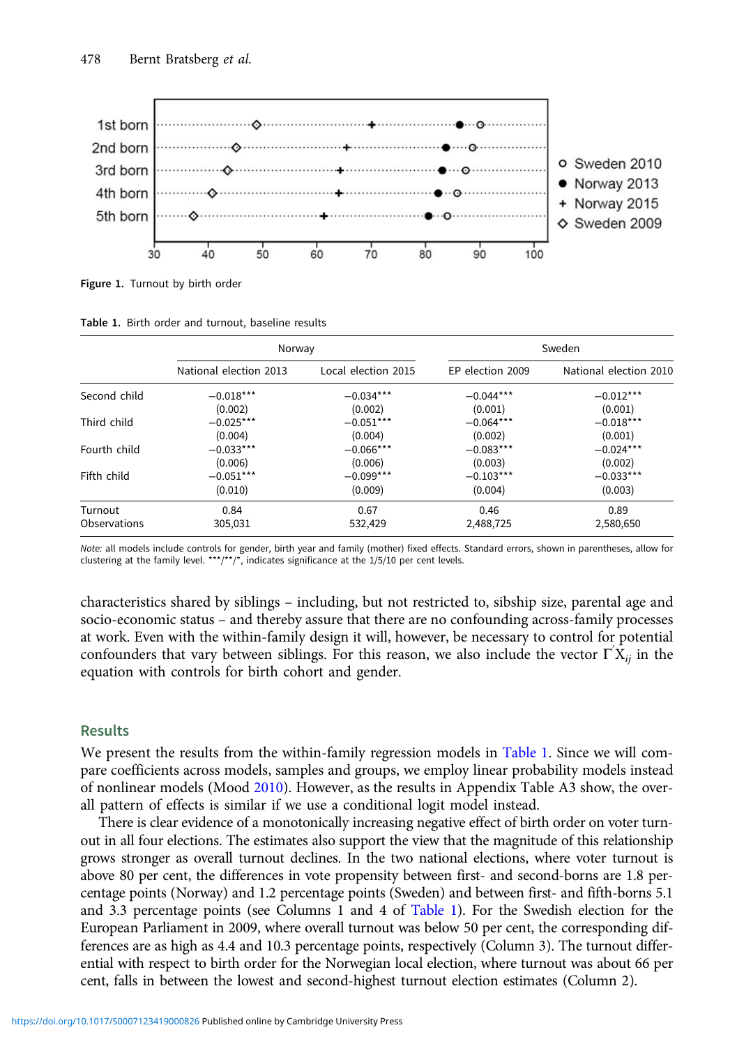Figure 1. Turnout by birth order

Table 1. Birth order and turnout, baseline results

| | Norway | | Sweden | |
|---|---|---|---|---|
| | National election 2013 | Local election 2015 | EP election 2009 | National election 2010 |
| Second child | −0.018*** | −0.034*** | −0.044*** | −0.012*** |
| | (0.002) | (0.002) | (0.001) | (0.001) |
| Third child | −0.025*** | −0.051*** | −0.064*** | −0.018*** |
| | (0.004) | (0.004) | (0.002) | (0.001) |
| Fourth child | −0.033*** | −0.066*** | −0.083*** | −0.024*** |
| | (0.006) | (0.006) | (0.003) | (0.002) |
| Fifth child | −0.051*** | −0.099*** | −0.103*** | −0.033*** |
| | (0.010) | (0.009) | (0.004) | (0.003) |
| Turnout | 0.84 | 0.67 | 0.46 | 0.89 |
| Observations | 305,031 | 532,429 | 2,488,725 | 2,580,650 |

*Note:* all models include controls for gender, birth year and family (mother) fixed effects. Standard errors, shown in parentheses, allow for clustering at the family level. ***/**/*, indicates significance at the 1/5/10 per cent levels.

characteristics shared by siblings – including, but not restricted to, sibship size, parental age and socio-economic status – and thereby assure that there are no confounding across-family processes at work. Even with the within-family design it will, however, be necessary to control for potential confounders that vary between siblings. For this reason, we also include the vector $\Gamma' X_{ij}$ in the equation with controls for birth cohort and gender.

## Results

We present the results from the within-family regression models in Table 1. Since we will compare coefficients across models, samples and groups, we employ linear probability models instead of nonlinear models (Mood 2010). However, as the results in Appendix Table A3 show, the overall pattern of effects is similar if we use a conditional logit model instead.

There is clear evidence of a monotonically increasing negative effect of birth order on voter turnout in all four elections. The estimates also support the view that the magnitude of this relationship grows stronger as overall turnout declines. In the two national elections, where voter turnout is above 80 per cent, the differences in vote propensity between first- and second-borns are 1.8 percentage points (Norway) and 1.2 percentage points (Sweden) and between first- and fifth-borns 5.1 and 3.3 percentage points (see Columns 1 and 4 of Table 1). For the Swedish election for the European Parliament in 2009, where overall turnout was below 50 per cent, the corresponding differences are as high as 4.4 and 10.3 percentage points, respectively (Column 3). The turnout differential with respect to birth order for the Norwegian local election, where turnout was about 66 per cent, falls in between the lowest and second-highest turnout election estimates (Column 2).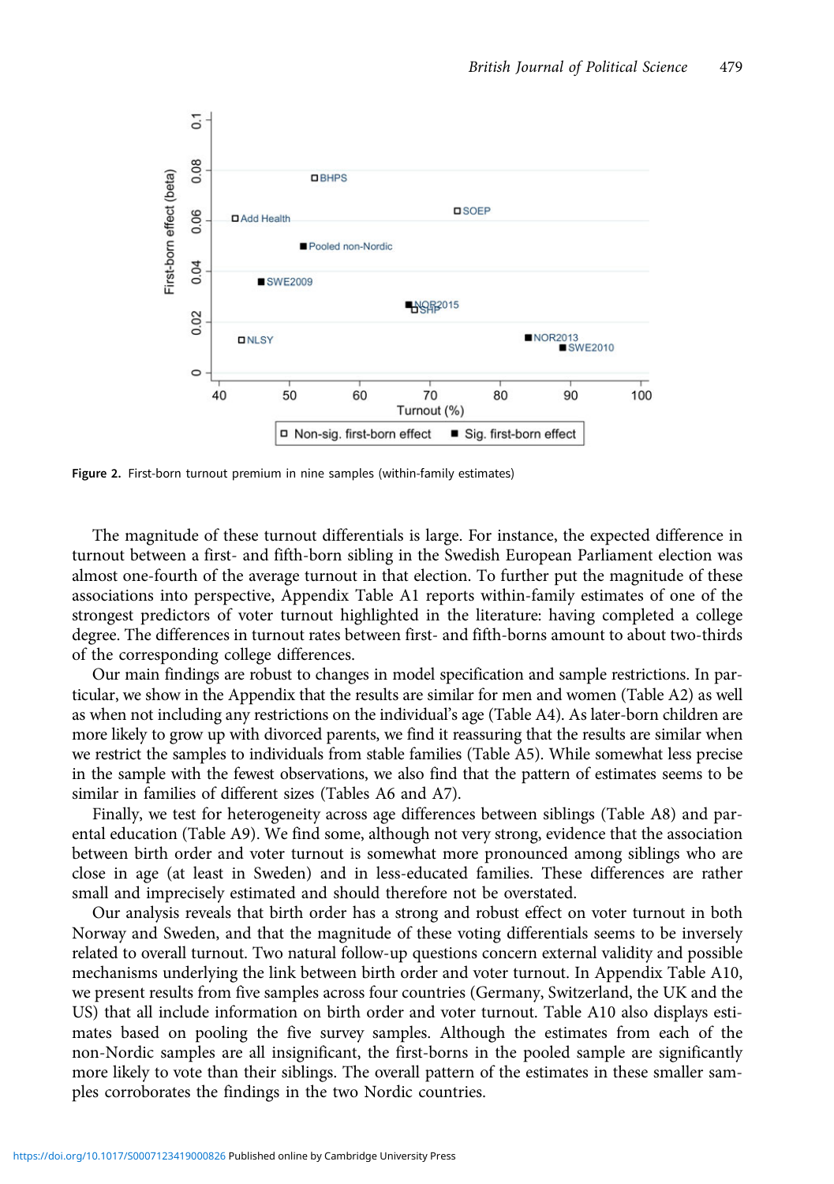Figure 2. First-born turnout premium in nine samples (within-family estimates)

The magnitude of these turnout differentials is large. For instance, the expected difference in turnout between a first- and fifth-born sibling in the Swedish European Parliament election was almost one-fourth of the average turnout in that election. To further put the magnitude of these associations into perspective, Appendix Table A1 reports within-family estimates of one of the strongest predictors of voter turnout highlighted in the literature: having completed a college degree. The differences in turnout rates between first- and fifth-borns amount to about two-thirds of the corresponding college differences.

Our main findings are robust to changes in model specification and sample restrictions. In particular, we show in the Appendix that the results are similar for men and women (Table A2) as well as when not including any restrictions on the individual's age (Table A4). As later-born children are more likely to grow up with divorced parents, we find it reassuring that the results are similar when we restrict the samples to individuals from stable families (Table A5). While somewhat less precise in the sample with the fewest observations, we also find that the pattern of estimates seems to be similar in families of different sizes (Tables A6 and A7).

Finally, we test for heterogeneity across age differences between siblings (Table A8) and parental education (Table A9). We find some, although not very strong, evidence that the association between birth order and voter turnout is somewhat more pronounced among siblings who are close in age (at least in Sweden) and in less-educated families. These differences are rather small and imprecisely estimated and should therefore not be overstated.

Our analysis reveals that birth order has a strong and robust effect on voter turnout in both Norway and Sweden, and that the magnitude of these voting differentials seems to be inversely related to overall turnout. Two natural follow-up questions concern external validity and possible mechanisms underlying the link between birth order and voter turnout. In Appendix Table A10, we present results from five samples across four countries (Germany, Switzerland, the UK and the US) that all include information on birth order and voter turnout. Table A10 also displays estimates based on pooling the five survey samples. Although the estimates from each of the non-Nordic samples are all insignificant, the first-borns in the pooled sample are significantly more likely to vote than their siblings. The overall pattern of the estimates in these smaller samples corroborates the findings in the two Nordic countries.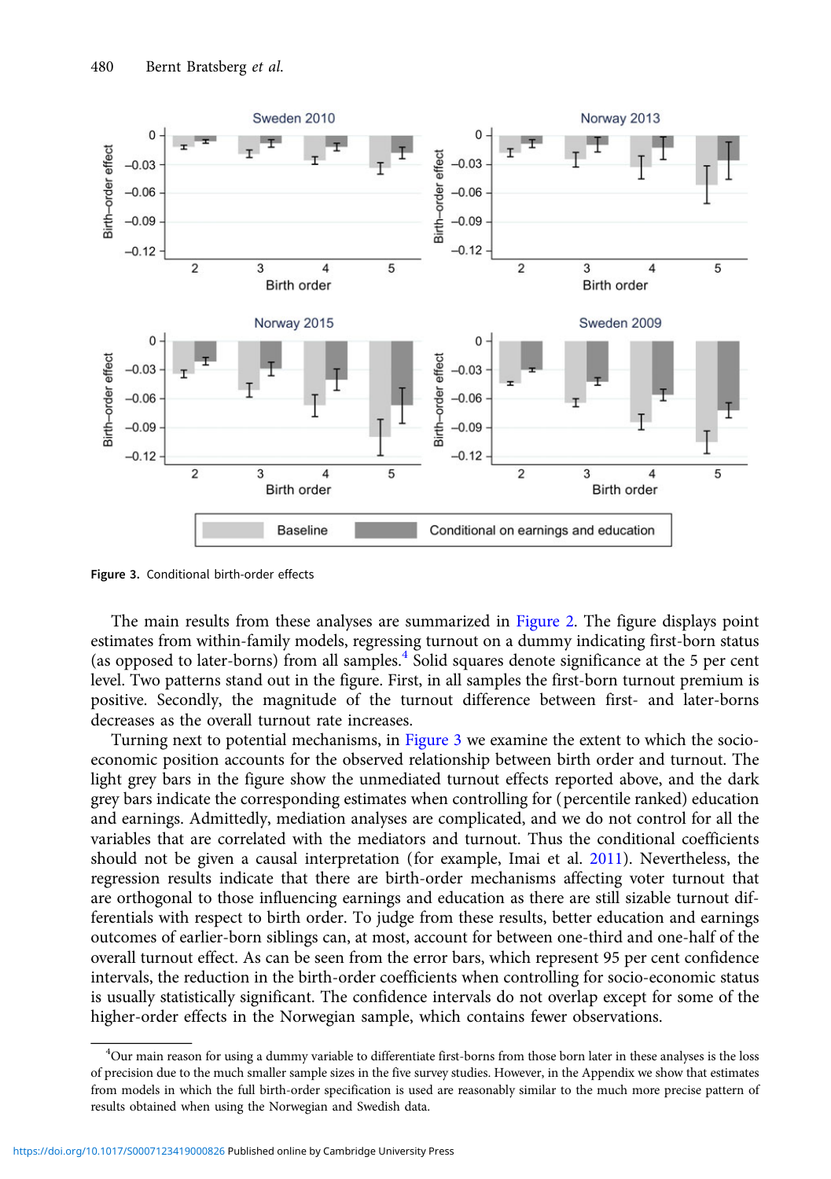Figure 3. Conditional birth-order effects

The main results from these analyses are summarized in Figure 2. The figure displays point estimates from within-family models, regressing turnout on a dummy indicating first-born status (as opposed to later-borns) from all samples.[4] Solid squares denote significance at the 5 per cent level. Two patterns stand out in the figure. First, in all samples the first-born turnout premium is positive. Secondly, the magnitude of the turnout difference between first- and later-borns decreases as the overall turnout rate increases.

Turning next to potential mechanisms, in Figure 3 we examine the extent to which the socio-economic position accounts for the observed relationship between birth order and turnout. The light grey bars in the figure show the unmediated turnout effects reported above, and the dark grey bars indicate the corresponding estimates when controlling for (percentile ranked) education and earnings. Admittedly, mediation analyses are complicated, and we do not control for all the variables that are correlated with the mediators and turnout. Thus the conditional coefficients should not be given a causal interpretation (for example, Imai et al. 2011). Nevertheless, the regression results indicate that there are birth-order mechanisms affecting voter turnout that are orthogonal to those influencing earnings and education as there are still sizable turnout differentials with respect to birth order. To judge from these results, better education and earnings outcomes of earlier-born siblings can, at most, account for between one-third and one-half of the overall turnout effect. As can be seen from the error bars, which represent 95 per cent confidence intervals, the reduction in the birth-order coefficients when controlling for socio-economic status is usually statistically significant. The confidence intervals do not overlap except for some of the higher-order effects in the Norwegian sample, which contains fewer observations.

[4]Our main reason for using a dummy variable to differentiate first-borns from those born later in these analyses is the loss of precision due to the much smaller sample sizes in the five survey studies. However, in the Appendix we show that estimates from models in which the full birth-order specification is used are reasonably similar to the much more precise pattern of results obtained when using the Norwegian and Swedish data.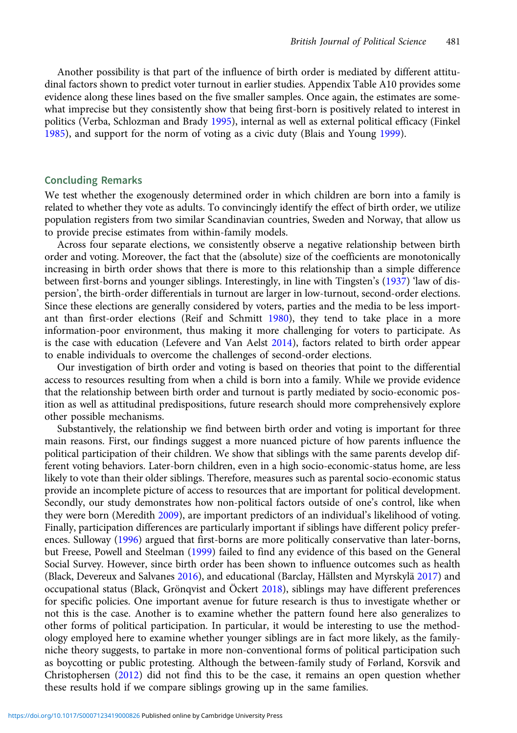Another possibility is that part of the influence of birth order is mediated by different attitudinal factors shown to predict voter turnout in earlier studies. Appendix Table A10 provides some evidence along these lines based on the five smaller samples. Once again, the estimates are somewhat imprecise but they consistently show that being first-born is positively related to interest in politics (Verba, Schlozman and Brady 1995), internal as well as external political efficacy (Finkel 1985), and support for the norm of voting as a civic duty (Blais and Young 1999).

## Concluding Remarks

We test whether the exogenously determined order in which children are born into a family is related to whether they vote as adults. To convincingly identify the effect of birth order, we utilize population registers from two similar Scandinavian countries, Sweden and Norway, that allow us to provide precise estimates from within-family models.

Across four separate elections, we consistently observe a negative relationship between birth order and voting. Moreover, the fact that the (absolute) size of the coefficients are monotonically increasing in birth order shows that there is more to this relationship than a simple difference between first-borns and younger siblings. Interestingly, in line with Tingsten's (1937) 'law of dispersion', the birth-order differentials in turnout are larger in low-turnout, second-order elections. Since these elections are generally considered by voters, parties and the media to be less important than first-order elections (Reif and Schmitt 1980), they tend to take place in a more information-poor environment, thus making it more challenging for voters to participate. As is the case with education (Lefevere and Van Aelst 2014), factors related to birth order appear to enable individuals to overcome the challenges of second-order elections.

Our investigation of birth order and voting is based on theories that point to the differential access to resources resulting from when a child is born into a family. While we provide evidence that the relationship between birth order and turnout is partly mediated by socio-economic position as well as attitudinal predispositions, future research should more comprehensively explore other possible mechanisms.

Substantively, the relationship we find between birth order and voting is important for three main reasons. First, our findings suggest a more nuanced picture of how parents influence the political participation of their children. We show that siblings with the same parents develop different voting behaviors. Later-born children, even in a high socio-economic-status home, are less likely to vote than their older siblings. Therefore, measures such as parental socio-economic status provide an incomplete picture of access to resources that are important for political development. Secondly, our study demonstrates how non-political factors outside of one's control, like when they were born (Meredith 2009), are important predictors of an individual's likelihood of voting. Finally, participation differences are particularly important if siblings have different policy preferences. Sulloway (1996) argued that first-borns are more politically conservative than later-borns, but Freese, Powell and Steelman (1999) failed to find any evidence of this based on the General Social Survey. However, since birth order has been shown to influence outcomes such as health (Black, Devereux and Salvanes 2016), and educational (Barclay, Hällsten and Myrskylä 2017) and occupational status (Black, Grönqvist and Öckert 2018), siblings may have different preferences for specific policies. One important avenue for future research is thus to investigate whether or not this is the case. Another is to examine whether the pattern found here also generalizes to other forms of political participation. In particular, it would be interesting to use the methodology employed here to examine whether younger siblings are in fact more likely, as the family-niche theory suggests, to partake in more non-conventional forms of political participation such as boycotting or public protesting. Although the between-family study of Førland, Korsvik and Christophersen (2012) did not find this to be the case, it remains an open question whether these results hold if we compare siblings growing up in the same families.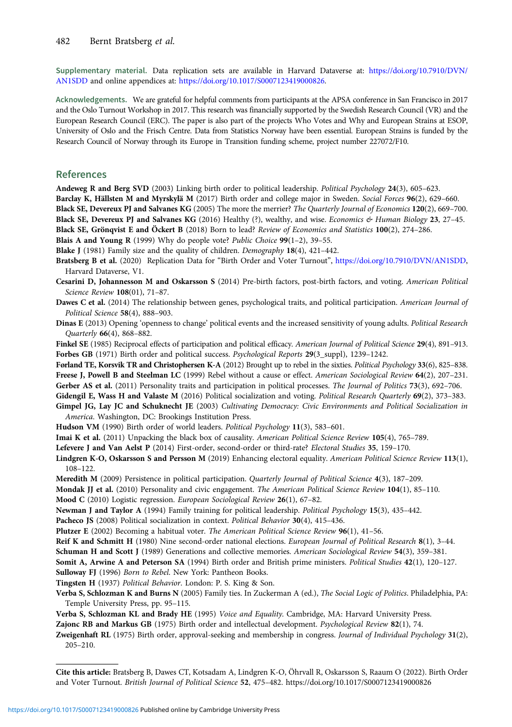**Supplementary material.** Data replication sets are available in Harvard Dataverse at: https://doi.org/10.7910/DVN/AN1SDD and online appendices at: https://doi.org/10.1017/S0007123419000826.

**Acknowledgements.** We are grateful for helpful comments from participants at the APSA conference in San Francisco in 2017 and the Oslo Turnout Workshop in 2017. This research was financially supported by the Swedish Research Council (VR) and the European Research Council (ERC). The paper is also part of the projects Who Votes and Why and European Strains at ESOP, University of Oslo and the Frisch Centre. Data from Statistics Norway have been essential. European Strains is funded by the Research Council of Norway through its Europe in Transition funding scheme, project number 227072/F10.

## References

**Andeweg R and Berg SVD** (2003) Linking birth order to political leadership. *Political Psychology* **24**(3), 605–623.

**Barclay K, Hällsten M and Myrskylä M** (2017) Birth order and college major in Sweden. *Social Forces* **96**(2), 629–660.

**Black SE, Devereux PJ and Salvanes KG** (2005) The more the merrier? *The Quarterly Journal of Economics* **120**(2), 669–700.

**Black SE, Devereux PJ and Salvanes KG** (2016) Healthy (?), wealthy, and wise. *Economics & Human Biology* **23**, 27–45.

**Black SE, Grönqvist E and Öckert B** (2018) Born to lead? *Review of Economics and Statistics* **100**(2), 274–286.

**Blais A and Young R** (1999) Why do people vote? *Public Choice* **99**(1–2), 39–55.

**Blake J** (1981) Family size and the quality of children. *Demography* **18**(4), 421–442.

**Bratsberg B et al.** (2020) Replication Data for "Birth Order and Voter Turnout", https://doi.org/10.7910/DVN/AN1SDD, Harvard Dataverse, V1.

**Cesarini D, Johannesson M and Oskarsson S** (2014) Pre-birth factors, post-birth factors, and voting. *American Political Science Review* **108**(01), 71–87.

**Dawes C et al.** (2014) The relationship between genes, psychological traits, and political participation. *American Journal of Political Science* **58**(4), 888–903.

**Dinas E** (2013) Opening 'openness to change' political events and the increased sensitivity of young adults. *Political Research Quarterly* **66**(4), 868–882.

**Finkel SE** (1985) Reciprocal effects of participation and political efficacy. *American Journal of Political Science* **29**(4), 891–913.

**Forbes GB** (1971) Birth order and political success. *Psychological Reports* **29**(3_suppl), 1239–1242.

**Førland TE, Korsvik TR and Christophersen K-A** (2012) Brought up to rebel in the sixties. *Political Psychology* **33**(6), 825–838.

**Freese J, Powell B and Steelman LC** (1999) Rebel without a cause or effect. *American Sociological Review* **64**(2), 207–231.

**Gerber AS et al.** (2011) Personality traits and participation in political processes. *The Journal of Politics* **73**(3), 692–706.

**Gidengil E, Wass H and Valaste M** (2016) Political socialization and voting. *Political Research Quarterly* **69**(2), 373–383.

**Gimpel JG, Lay JC and Schuknecht JE** (2003) *Cultivating Democracy: Civic Environments and Political Socialization in America*. Washington, DC: Brookings Institution Press.

**Hudson VM** (1990) Birth order of world leaders. *Political Psychology* **11**(3), 583–601.

**Imai K et al.** (2011) Unpacking the black box of causality. *American Political Science Review* **105**(4), 765–789.

**Lefevere J and Van Aelst P** (2014) First-order, second-order or third-rate? *Electoral Studies* **35**, 159–170.

**Lindgren K-O, Oskarsson S and Persson M** (2019) Enhancing electoral equality. *American Political Science Review* **113**(1), 108–122.

**Meredith M** (2009) Persistence in political participation. *Quarterly Journal of Political Science* **4**(3), 187–209.

**Mondak JJ et al.** (2010) Personality and civic engagement. *The American Political Science Review* **104**(1), 85–110.

**Mood C** (2010) Logistic regression. *European Sociological Review* **26**(1), 67–82.

**Newman J and Taylor A** (1994) Family training for political leadership. *Political Psychology* **15**(3), 435–442.

**Pacheco JS** (2008) Political socialization in context. *Political Behavior* **30**(4), 415–436.

**Plutzer E** (2002) Becoming a habitual voter. *The American Political Science Review* **96**(1), 41–56.

**Reif K and Schmitt H** (1980) Nine second-order national elections. *European Journal of Political Research* **8**(1), 3–44.

**Schuman H and Scott J** (1989) Generations and collective memories. *American Sociological Review* **54**(3), 359–381.

**Somit A, Arwine A and Peterson SA** (1994) Birth order and British prime ministers. *Political Studies* **42**(1), 120–127.

**Sulloway FJ** (1996) *Born to Rebel*. New York: Pantheon Books.

**Tingsten H** (1937) *Political Behavior*. London: P. S. King & Son.

**Verba S, Schlozman K and Burns N** (2005) Family ties. In Zuckerman A (ed.), *The Social Logic of Politics*. Philadelphia, PA: Temple University Press, pp. 95–115.

**Verba S, Schlozman KL and Brady HE** (1995) *Voice and Equality*. Cambridge, MA: Harvard University Press.

**Zajonc RB and Markus GB** (1975) Birth order and intellectual development. *Psychological Review* **82**(1), 74.

**Zweigenhaft RL** (1975) Birth order, approval-seeking and membership in congress. *Journal of Individual Psychology* **31**(2), 205–210.

---

**Cite this article:** Bratsberg B, Dawes CT, Kotsadam A, Lindgren K-O, Öhrvall R, Oskarsson S, Raaum O (2022). Birth Order and Voter Turnout. *British Journal of Political Science* **52**, 475–482. https://doi.org/10.1017/S0007123419000826